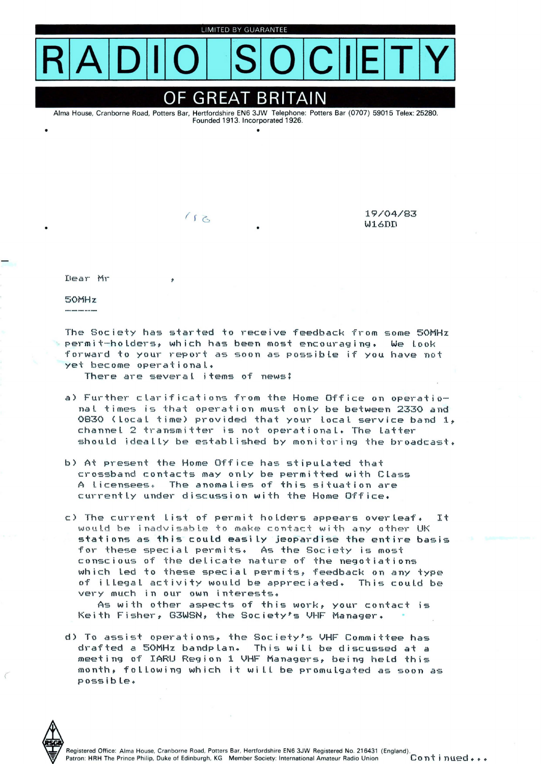LIMITED BY GUARANTEE

# RADIO SOCIETY OF GREAT BRITAIN

Alma House, Cranborne Road, Potters Bar, Hertfordshire EN6 3JW Telephone: Potters Bar (0707) 59015 Telex: 25280.
Founded 1913. Incorporated 1926.

/56

19/04/83
W16DD

Dear Mr ,

50MHz

The Society has started to receive feedback from some 50MHz permit-holders, which has been most encouraging. We look forward to your report as soon as possible if you have not yet become operational.

There are several items of news:

a) Further clarifications from the Home Office on operational times is that operation must only be between 2330 and 0830 (local time) provided that your local service band 1, channel 2 transmitter is not operational. The latter should ideally be established by monitoring the broadcast.

b) At present the Home Office has stipulated that crossband contacts may only be permitted with Class A licensees. The anomalies of this situation are currently under discussion with the Home Office.

c) The current list of permit holders appears overleaf. It would be inadvisable to make contact with any other UK stations as this could easily jeopardise the entire basis for these special permits. As the Society is most conscious of the delicate nature of the negotiations which led to these special permits, feedback on any type of illegal activity would be appreciated. This could be very much in our own interests.

As with other aspects of this work, your contact is Keith Fisher, G3WSN, the Society's VHF Manager.

d) To assist operations, the Society's VHF Committee has drafted a 50MHz bandplan. This will be discussed at a meeting of IARU Region 1 VHF Managers, being held this month, following which it will be promulgated as soon as possible.

Registered Office: Alma House, Cranborne Road, Potters Bar, Hertfordshire EN6 3JW Registered No. 216431 (England).
Patron: HRH The Prince Philip, Duke of Edinburgh, KG Member Society: International Amateur Radio Union

Continued...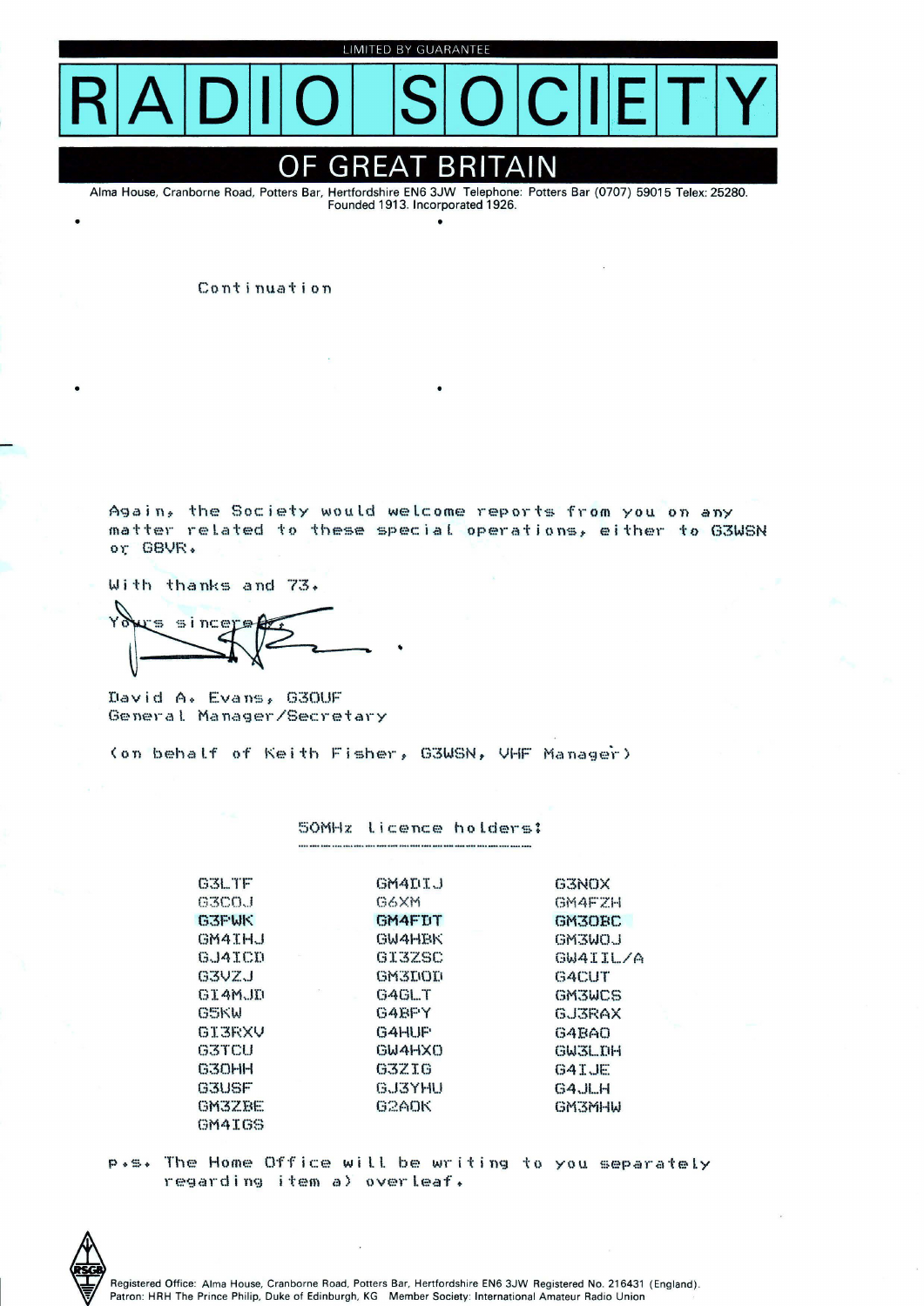LIMITED BY GUARANTEE

# RADIO SOCIETY OF GREAT BRITAIN

Alma House, Cranborne Road, Potters Bar, Hertfordshire EN6 3JW Telephone: Potters Bar (0707) 59015 Telex: 25280.
Founded 1913. Incorporated 1926.

Continuation

Again, the Society would welcome reports from you on any matter related to these special operations, either to G3WSN or G8VR.

With thanks and 73.

Yours sincerely,

David A. Evans, G3OUF
General Manager/Secretary

(on behalf of Keith Fisher, G3WSN, VHF Manager)

50MHz licence holders:

| | | |
|---|---|---|
| G3LTF | GM4DIJ | G3NOX |
| G3COJ | G6XM | GM4FZH |
| G3FWK | GM4FDT | GM3OBC |
| GM4IHJ | GW4HBK | GM3WOJ |
| GJ4ICD | GI3ZSC | GW4IIL/A |
| G3VZJ | GM3DOD | G4CUT |
| GI4MJD | G4GLT | GM3WCS |
| G5KW | G4BPY | GJ3RAX |
| GI3RXV | G4HUP | G4BAO |
| G3TCU | GW4HXO | GW3LDH |
| G3OHH | G3ZIG | G4IJE |
| G3USF | GJ3YHU | G4JLH |
| GM3ZBE | G2AOK | GM3MHW |
| GM4IGS | | |

p.s. The Home Office will be writing to you separately regarding item a) overleaf.

Registered Office: Alma House, Cranborne Road, Potters Bar, Hertfordshire EN6 3JW Registered No. 216431 (England).
Patron: HRH The Prince Philip, Duke of Edinburgh, KG Member Society: International Amateur Radio Union